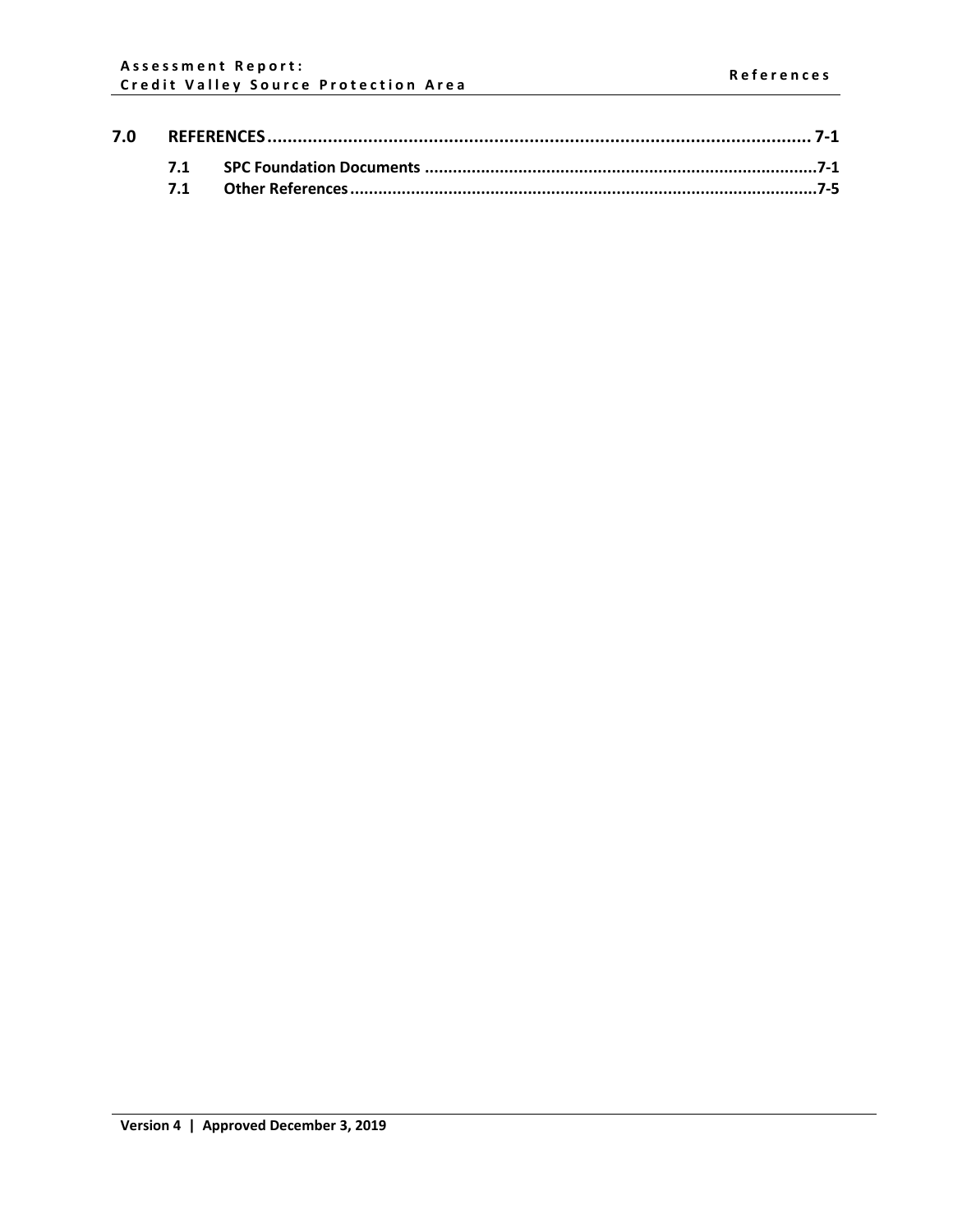| | | |
|---|---|---|
| **7.0** | **REFERENCES** | **7-1** |
| **7.1** | **SPC Foundation Documents** | **7-1** |
| **7.1** | **Other References** | **7-5** |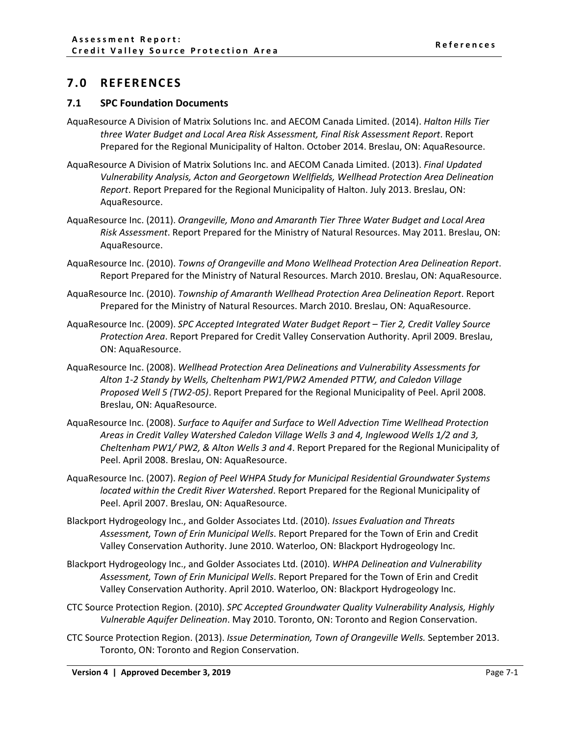# 7.0 REFERENCES

## 7.1 SPC Foundation Documents

AquaResource A Division of Matrix Solutions Inc. and AECOM Canada Limited. (2014). *Halton Hills Tier three Water Budget and Local Area Risk Assessment, Final Risk Assessment Report*. Report Prepared for the Regional Municipality of Halton. October 2014. Breslau, ON: AquaResource.

AquaResource A Division of Matrix Solutions Inc. and AECOM Canada Limited. (2013). *Final Updated Vulnerability Analysis, Acton and Georgetown Wellfields, Wellhead Protection Area Delineation Report*. Report Prepared for the Regional Municipality of Halton. July 2013. Breslau, ON: AquaResource.

AquaResource Inc. (2011). *Orangeville, Mono and Amaranth Tier Three Water Budget and Local Area Risk Assessment*. Report Prepared for the Ministry of Natural Resources. May 2011. Breslau, ON: AquaResource.

AquaResource Inc. (2010). *Towns of Orangeville and Mono Wellhead Protection Area Delineation Report*. Report Prepared for the Ministry of Natural Resources. March 2010. Breslau, ON: AquaResource.

AquaResource Inc. (2010). *Township of Amaranth Wellhead Protection Area Delineation Report*. Report Prepared for the Ministry of Natural Resources. March 2010. Breslau, ON: AquaResource.

AquaResource Inc. (2009). *SPC Accepted Integrated Water Budget Report – Tier 2, Credit Valley Source Protection Area*. Report Prepared for Credit Valley Conservation Authority. April 2009. Breslau, ON: AquaResource.

AquaResource Inc. (2008). *Wellhead Protection Area Delineations and Vulnerability Assessments for Alton 1-2 Standy by Wells, Cheltenham PW1/PW2 Amended PTTW, and Caledon Village Proposed Well 5 (TW2-05)*. Report Prepared for the Regional Municipality of Peel. April 2008. Breslau, ON: AquaResource.

AquaResource Inc. (2008). *Surface to Aquifer and Surface to Well Advection Time Wellhead Protection Areas in Credit Valley Watershed Caledon Village Wells 3 and 4, Inglewood Wells 1/2 and 3, Cheltenham PW1/ PW2, & Alton Wells 3 and 4*. Report Prepared for the Regional Municipality of Peel. April 2008. Breslau, ON: AquaResource.

AquaResource Inc. (2007). *Region of Peel WHPA Study for Municipal Residential Groundwater Systems located within the Credit River Watershed*. Report Prepared for the Regional Municipality of Peel. April 2007. Breslau, ON: AquaResource.

Blackport Hydrogeology Inc., and Golder Associates Ltd. (2010). *Issues Evaluation and Threats Assessment, Town of Erin Municipal Wells*. Report Prepared for the Town of Erin and Credit Valley Conservation Authority. June 2010. Waterloo, ON: Blackport Hydrogeology Inc.

Blackport Hydrogeology Inc., and Golder Associates Ltd. (2010). *WHPA Delineation and Vulnerability Assessment, Town of Erin Municipal Wells*. Report Prepared for the Town of Erin and Credit Valley Conservation Authority. April 2010. Waterloo, ON: Blackport Hydrogeology Inc.

CTC Source Protection Region. (2010). *SPC Accepted Groundwater Quality Vulnerability Analysis, Highly Vulnerable Aquifer Delineation*. May 2010. Toronto, ON: Toronto and Region Conservation.

CTC Source Protection Region. (2013). *Issue Determination, Town of Orangeville Wells.* September 2013. Toronto, ON: Toronto and Region Conservation.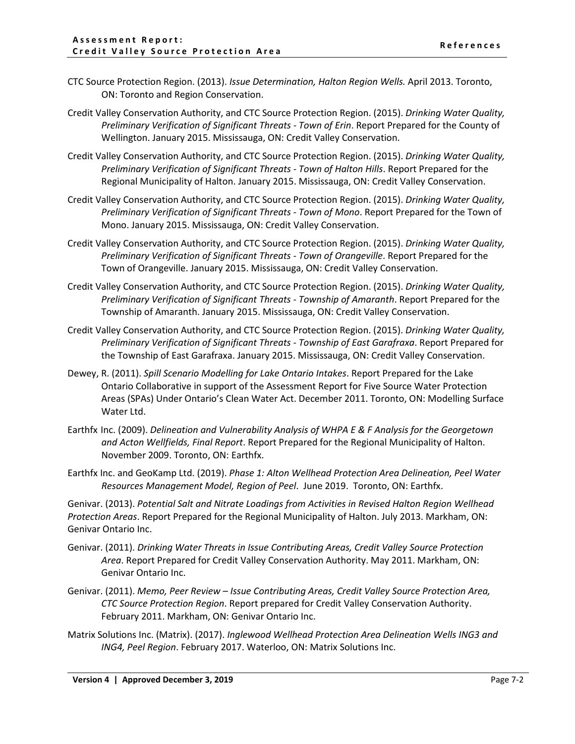CTC Source Protection Region. (2013). *Issue Determination, Halton Region Wells.* April 2013. Toronto, ON: Toronto and Region Conservation.

Credit Valley Conservation Authority, and CTC Source Protection Region. (2015). *Drinking Water Quality, Preliminary Verification of Significant Threats - Town of Erin*. Report Prepared for the County of Wellington. January 2015. Mississauga, ON: Credit Valley Conservation.

Credit Valley Conservation Authority, and CTC Source Protection Region. (2015). *Drinking Water Quality, Preliminary Verification of Significant Threats - Town of Halton Hills*. Report Prepared for the Regional Municipality of Halton. January 2015. Mississauga, ON: Credit Valley Conservation.

Credit Valley Conservation Authority, and CTC Source Protection Region. (2015). *Drinking Water Quality, Preliminary Verification of Significant Threats - Town of Mono*. Report Prepared for the Town of Mono. January 2015. Mississauga, ON: Credit Valley Conservation.

Credit Valley Conservation Authority, and CTC Source Protection Region. (2015). *Drinking Water Quality, Preliminary Verification of Significant Threats - Town of Orangeville*. Report Prepared for the Town of Orangeville. January 2015. Mississauga, ON: Credit Valley Conservation.

Credit Valley Conservation Authority, and CTC Source Protection Region. (2015). *Drinking Water Quality, Preliminary Verification of Significant Threats - Township of Amaranth*. Report Prepared for the Township of Amaranth. January 2015. Mississauga, ON: Credit Valley Conservation.

Credit Valley Conservation Authority, and CTC Source Protection Region. (2015). *Drinking Water Quality, Preliminary Verification of Significant Threats - Township of East Garafraxa*. Report Prepared for the Township of East Garafraxa. January 2015. Mississauga, ON: Credit Valley Conservation.

Dewey, R. (2011). *Spill Scenario Modelling for Lake Ontario Intakes*. Report Prepared for the Lake Ontario Collaborative in support of the Assessment Report for Five Source Water Protection Areas (SPAs) Under Ontario's Clean Water Act. December 2011. Toronto, ON: Modelling Surface Water Ltd.

Earthfx Inc. (2009). *Delineation and Vulnerability Analysis of WHPA E & F Analysis for the Georgetown and Acton Wellfields, Final Report*. Report Prepared for the Regional Municipality of Halton. November 2009. Toronto, ON: Earthfx.

Earthfx Inc. and GeoKamp Ltd. (2019). *Phase 1: Alton Wellhead Protection Area Delineation, Peel Water Resources Management Model, Region of Peel*. June 2019. Toronto, ON: Earthfx.

Genivar. (2013). *Potential Salt and Nitrate Loadings from Activities in Revised Halton Region Wellhead Protection Areas*. Report Prepared for the Regional Municipality of Halton. July 2013. Markham, ON: Genivar Ontario Inc.

Genivar. (2011). *Drinking Water Threats in Issue Contributing Areas, Credit Valley Source Protection Area*. Report Prepared for Credit Valley Conservation Authority. May 2011. Markham, ON: Genivar Ontario Inc.

Genivar. (2011). *Memo, Peer Review – Issue Contributing Areas, Credit Valley Source Protection Area, CTC Source Protection Region*. Report prepared for Credit Valley Conservation Authority. February 2011. Markham, ON: Genivar Ontario Inc.

Matrix Solutions Inc. (Matrix). (2017). *Inglewood Wellhead Protection Area Delineation Wells ING3 and ING4, Peel Region*. February 2017. Waterloo, ON: Matrix Solutions Inc.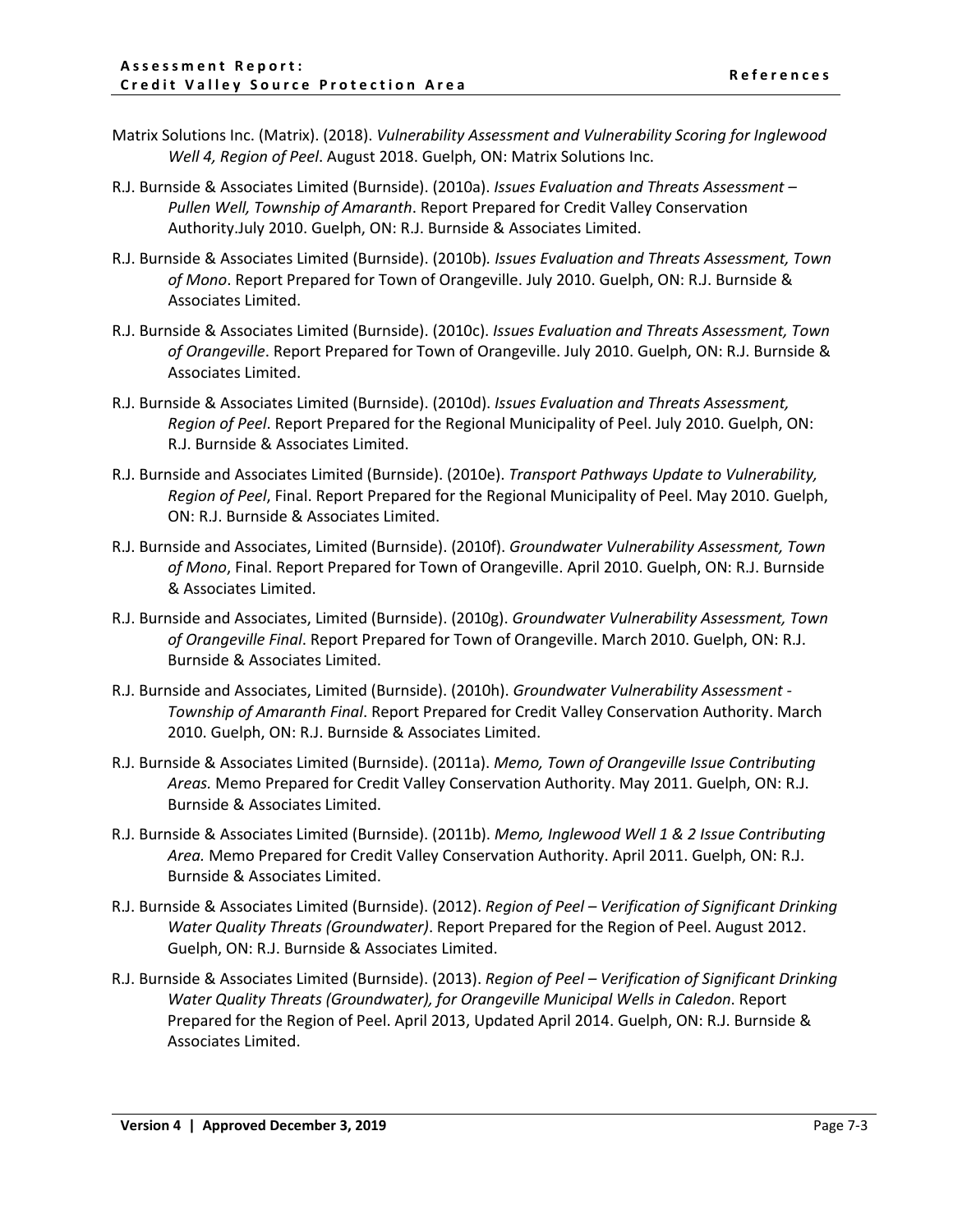Matrix Solutions Inc. (Matrix). (2018). *Vulnerability Assessment and Vulnerability Scoring for Inglewood Well 4, Region of Peel*. August 2018. Guelph, ON: Matrix Solutions Inc.

R.J. Burnside & Associates Limited (Burnside). (2010a). *Issues Evaluation and Threats Assessment – Pullen Well, Township of Amaranth*. Report Prepared for Credit Valley Conservation Authority.July 2010. Guelph, ON: R.J. Burnside & Associates Limited.

R.J. Burnside & Associates Limited (Burnside). (2010b). *Issues Evaluation and Threats Assessment, Town of Mono*. Report Prepared for Town of Orangeville. July 2010. Guelph, ON: R.J. Burnside & Associates Limited.

R.J. Burnside & Associates Limited (Burnside). (2010c). *Issues Evaluation and Threats Assessment, Town of Orangeville*. Report Prepared for Town of Orangeville. July 2010. Guelph, ON: R.J. Burnside & Associates Limited.

R.J. Burnside & Associates Limited (Burnside). (2010d). *Issues Evaluation and Threats Assessment, Region of Peel*. Report Prepared for the Regional Municipality of Peel. July 2010. Guelph, ON: R.J. Burnside & Associates Limited.

R.J. Burnside and Associates Limited (Burnside). (2010e). *Transport Pathways Update to Vulnerability, Region of Peel*, Final. Report Prepared for the Regional Municipality of Peel. May 2010. Guelph, ON: R.J. Burnside & Associates Limited.

R.J. Burnside and Associates, Limited (Burnside). (2010f). *Groundwater Vulnerability Assessment, Town of Mono*, Final. Report Prepared for Town of Orangeville. April 2010. Guelph, ON: R.J. Burnside & Associates Limited.

R.J. Burnside and Associates, Limited (Burnside). (2010g). *Groundwater Vulnerability Assessment, Town of Orangeville Final*. Report Prepared for Town of Orangeville. March 2010. Guelph, ON: R.J. Burnside & Associates Limited.

R.J. Burnside and Associates, Limited (Burnside). (2010h). *Groundwater Vulnerability Assessment - Township of Amaranth Final*. Report Prepared for Credit Valley Conservation Authority. March 2010. Guelph, ON: R.J. Burnside & Associates Limited.

R.J. Burnside & Associates Limited (Burnside). (2011a). *Memo, Town of Orangeville Issue Contributing Areas.* Memo Prepared for Credit Valley Conservation Authority. May 2011. Guelph, ON: R.J. Burnside & Associates Limited.

R.J. Burnside & Associates Limited (Burnside). (2011b). *Memo, Inglewood Well 1 & 2 Issue Contributing Area.* Memo Prepared for Credit Valley Conservation Authority. April 2011. Guelph, ON: R.J. Burnside & Associates Limited.

R.J. Burnside & Associates Limited (Burnside). (2012). *Region of Peel – Verification of Significant Drinking Water Quality Threats (Groundwater)*. Report Prepared for the Region of Peel. August 2012. Guelph, ON: R.J. Burnside & Associates Limited.

R.J. Burnside & Associates Limited (Burnside). (2013). *Region of Peel – Verification of Significant Drinking Water Quality Threats (Groundwater), for Orangeville Municipal Wells in Caledon*. Report Prepared for the Region of Peel. April 2013, Updated April 2014. Guelph, ON: R.J. Burnside & Associates Limited.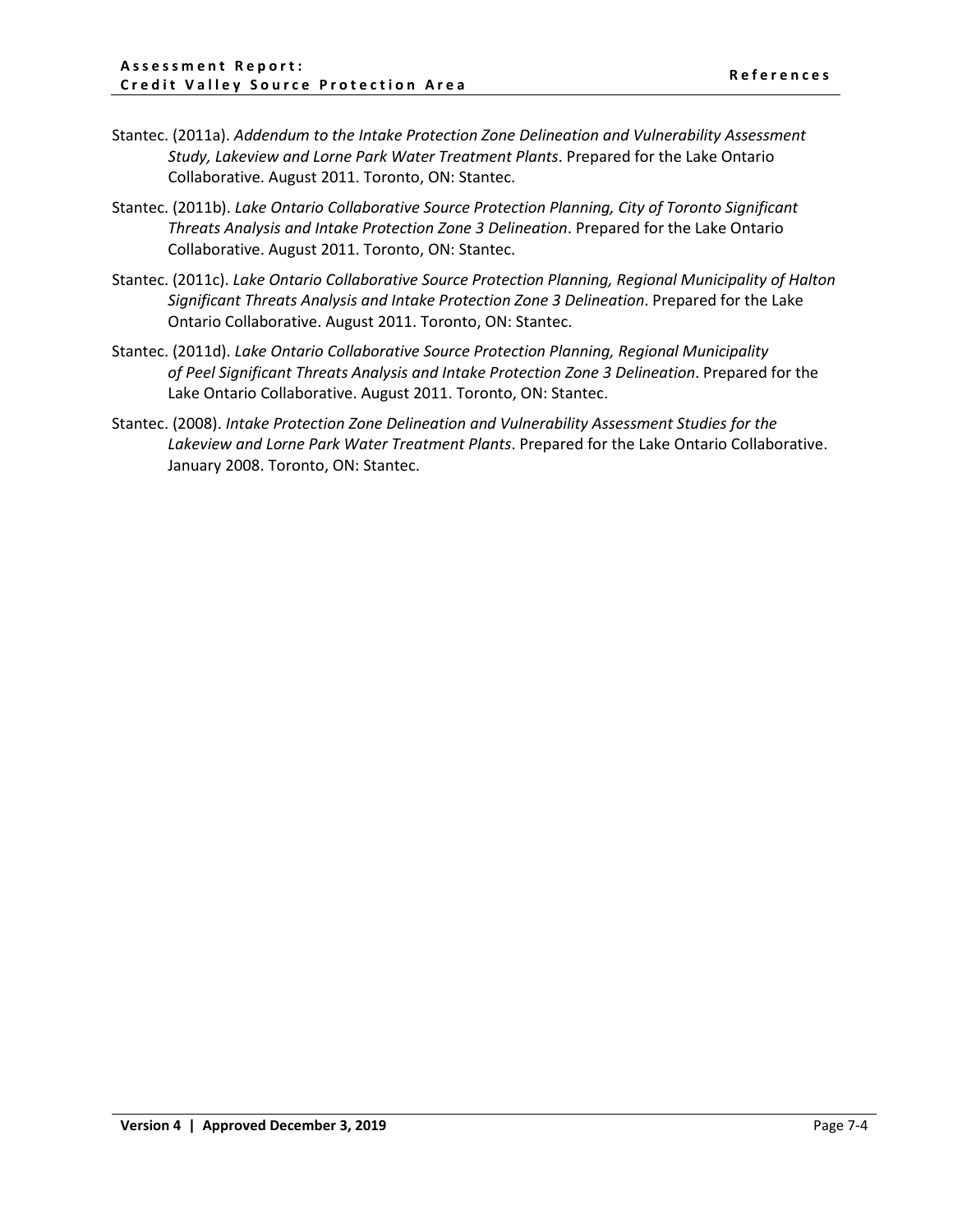Stantec. (2011a). *Addendum to the Intake Protection Zone Delineation and Vulnerability Assessment Study, Lakeview and Lorne Park Water Treatment Plants*. Prepared for the Lake Ontario Collaborative. August 2011. Toronto, ON: Stantec.

Stantec. (2011b). *Lake Ontario Collaborative Source Protection Planning, City of Toronto Significant Threats Analysis and Intake Protection Zone 3 Delineation*. Prepared for the Lake Ontario Collaborative. August 2011. Toronto, ON: Stantec.

Stantec. (2011c). *Lake Ontario Collaborative Source Protection Planning, Regional Municipality of Halton Significant Threats Analysis and Intake Protection Zone 3 Delineation*. Prepared for the Lake Ontario Collaborative. August 2011. Toronto, ON: Stantec.

Stantec. (2011d). *Lake Ontario Collaborative Source Protection Planning, Regional Municipality of Peel Significant Threats Analysis and Intake Protection Zone 3 Delineation*. Prepared for the Lake Ontario Collaborative. August 2011. Toronto, ON: Stantec.

Stantec. (2008). *Intake Protection Zone Delineation and Vulnerability Assessment Studies for the Lakeview and Lorne Park Water Treatment Plants*. Prepared for the Lake Ontario Collaborative. January 2008. Toronto, ON: Stantec.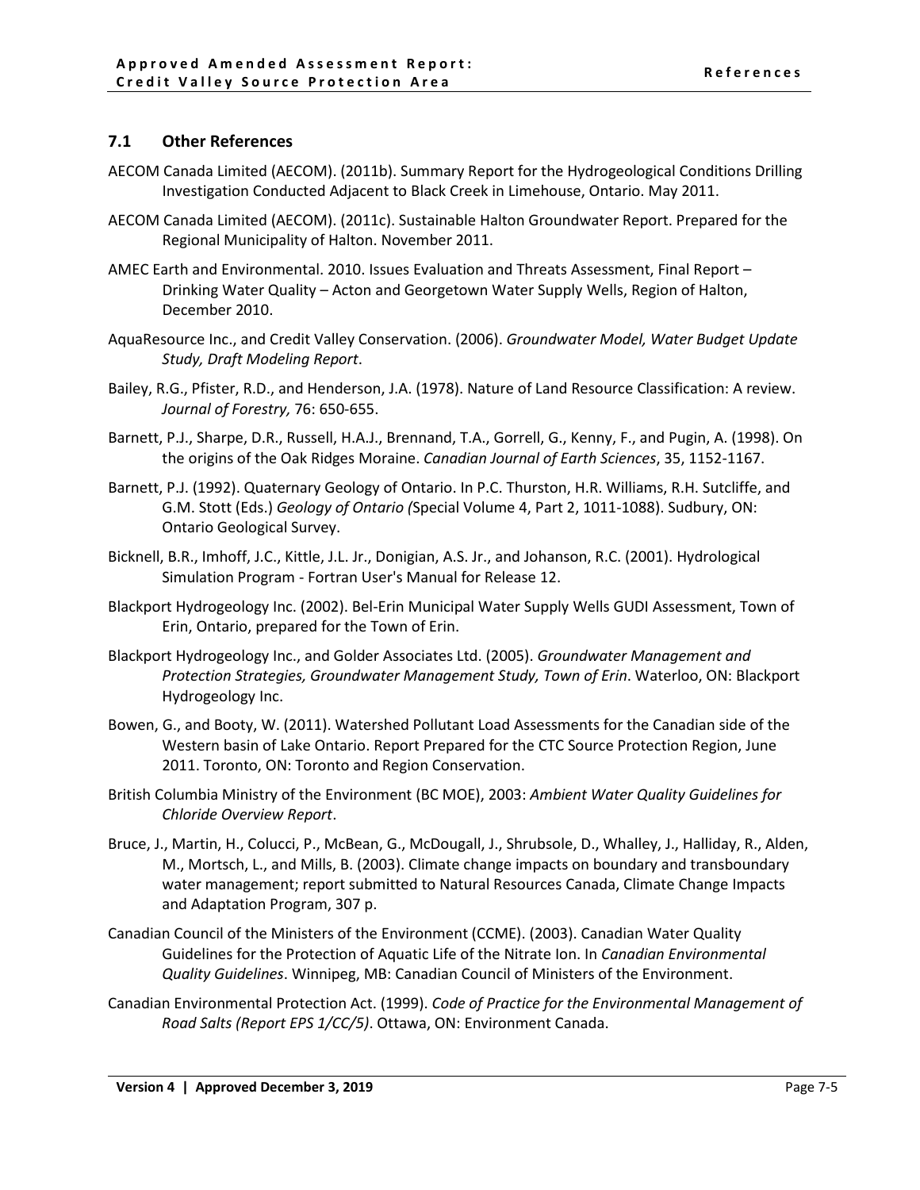## 7.1 Other References

AECOM Canada Limited (AECOM). (2011b). Summary Report for the Hydrogeological Conditions Drilling Investigation Conducted Adjacent to Black Creek in Limehouse, Ontario. May 2011.

AECOM Canada Limited (AECOM). (2011c). Sustainable Halton Groundwater Report. Prepared for the Regional Municipality of Halton. November 2011.

AMEC Earth and Environmental. 2010. Issues Evaluation and Threats Assessment, Final Report – Drinking Water Quality – Acton and Georgetown Water Supply Wells, Region of Halton, December 2010.

AquaResource Inc., and Credit Valley Conservation. (2006). *Groundwater Model, Water Budget Update Study, Draft Modeling Report*.

Bailey, R.G., Pfister, R.D., and Henderson, J.A. (1978). Nature of Land Resource Classification: A review. *Journal of Forestry,* 76: 650-655.

Barnett, P.J., Sharpe, D.R., Russell, H.A.J., Brennand, T.A., Gorrell, G., Kenny, F., and Pugin, A. (1998). On the origins of the Oak Ridges Moraine. *Canadian Journal of Earth Sciences*, 35, 1152-1167.

Barnett, P.J. (1992). Quaternary Geology of Ontario. In P.C. Thurston, H.R. Williams, R.H. Sutcliffe, and G.M. Stott (Eds.) *Geology of Ontario (*Special Volume 4, Part 2, 1011-1088). Sudbury, ON: Ontario Geological Survey.

Bicknell, B.R., Imhoff, J.C., Kittle, J.L. Jr., Donigian, A.S. Jr., and Johanson, R.C. (2001). Hydrological Simulation Program - Fortran User's Manual for Release 12.

Blackport Hydrogeology Inc. (2002). Bel-Erin Municipal Water Supply Wells GUDI Assessment, Town of Erin, Ontario, prepared for the Town of Erin.

Blackport Hydrogeology Inc., and Golder Associates Ltd. (2005). *Groundwater Management and Protection Strategies, Groundwater Management Study, Town of Erin*. Waterloo, ON: Blackport Hydrogeology Inc.

Bowen, G., and Booty, W. (2011). Watershed Pollutant Load Assessments for the Canadian side of the Western basin of Lake Ontario. Report Prepared for the CTC Source Protection Region, June 2011. Toronto, ON: Toronto and Region Conservation.

British Columbia Ministry of the Environment (BC MOE), 2003: *Ambient Water Quality Guidelines for Chloride Overview Report*.

Bruce, J., Martin, H., Colucci, P., McBean, G., McDougall, J., Shrubsole, D., Whalley, J., Halliday, R., Alden, M., Mortsch, L., and Mills, B. (2003). Climate change impacts on boundary and transboundary water management; report submitted to Natural Resources Canada, Climate Change Impacts and Adaptation Program, 307 p.

Canadian Council of the Ministers of the Environment (CCME). (2003). Canadian Water Quality Guidelines for the Protection of Aquatic Life of the Nitrate Ion. In *Canadian Environmental Quality Guidelines*. Winnipeg, MB: Canadian Council of Ministers of the Environment.

Canadian Environmental Protection Act. (1999). *Code of Practice for the Environmental Management of Road Salts (Report EPS 1/CC/5)*. Ottawa, ON: Environment Canada.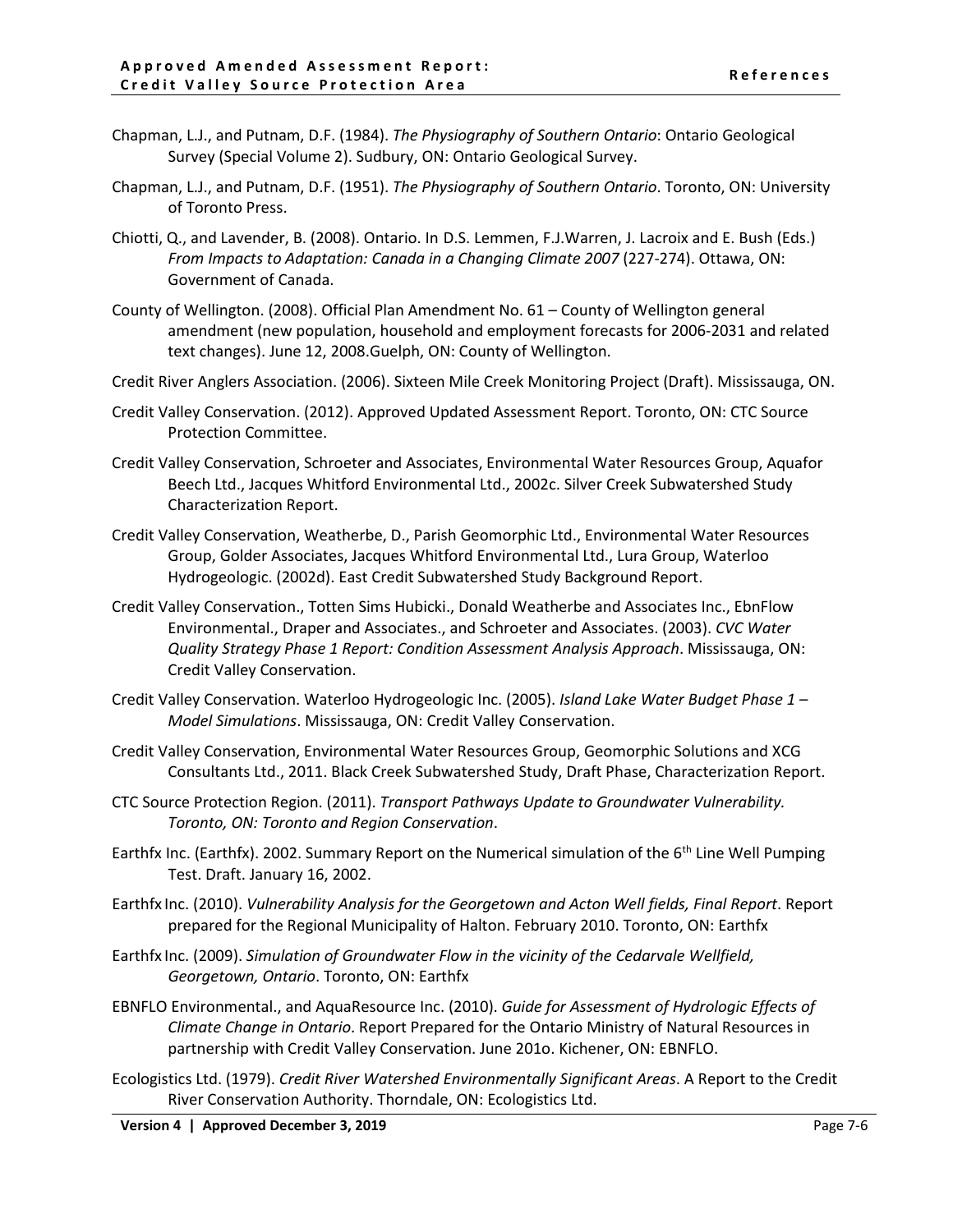Chapman, L.J., and Putnam, D.F. (1984). *The Physiography of Southern Ontario*: Ontario Geological Survey (Special Volume 2). Sudbury, ON: Ontario Geological Survey.

Chapman, L.J., and Putnam, D.F. (1951). *The Physiography of Southern Ontario*. Toronto, ON: University of Toronto Press.

Chiotti, Q., and Lavender, B. (2008). Ontario. In D.S. Lemmen, F.J.Warren, J. Lacroix and E. Bush (Eds.) *From Impacts to Adaptation: Canada in a Changing Climate 2007* (227-274). Ottawa, ON: Government of Canada.

County of Wellington. (2008). Official Plan Amendment No. 61 – County of Wellington general amendment (new population, household and employment forecasts for 2006-2031 and related text changes). June 12, 2008.Guelph, ON: County of Wellington.

Credit River Anglers Association. (2006). Sixteen Mile Creek Monitoring Project (Draft). Mississauga, ON.

Credit Valley Conservation. (2012). Approved Updated Assessment Report. Toronto, ON: CTC Source Protection Committee.

Credit Valley Conservation, Schroeter and Associates, Environmental Water Resources Group, Aquafor Beech Ltd., Jacques Whitford Environmental Ltd., 2002c. Silver Creek Subwatershed Study Characterization Report.

Credit Valley Conservation, Weatherbe, D., Parish Geomorphic Ltd., Environmental Water Resources Group, Golder Associates, Jacques Whitford Environmental Ltd., Lura Group, Waterloo Hydrogeologic. (2002d). East Credit Subwatershed Study Background Report.

Credit Valley Conservation., Totten Sims Hubicki., Donald Weatherbe and Associates Inc., EbnFlow Environmental., Draper and Associates., and Schroeter and Associates. (2003). *CVC Water Quality Strategy Phase 1 Report: Condition Assessment Analysis Approach*. Mississauga, ON: Credit Valley Conservation.

Credit Valley Conservation. Waterloo Hydrogeologic Inc. (2005). *Island Lake Water Budget Phase 1 – Model Simulations*. Mississauga, ON: Credit Valley Conservation.

Credit Valley Conservation, Environmental Water Resources Group, Geomorphic Solutions and XCG Consultants Ltd., 2011. Black Creek Subwatershed Study, Draft Phase, Characterization Report.

CTC Source Protection Region. (2011). *Transport Pathways Update to Groundwater Vulnerability. Toronto, ON: Toronto and Region Conservation*.

Earthfx Inc. (Earthfx). 2002. Summary Report on the Numerical simulation of the 6th Line Well Pumping Test. Draft. January 16, 2002.

Earthfx Inc. (2010). *Vulnerability Analysis for the Georgetown and Acton Well fields, Final Report*. Report prepared for the Regional Municipality of Halton. February 2010. Toronto, ON: Earthfx

Earthfx Inc. (2009). *Simulation of Groundwater Flow in the vicinity of the Cedarvale Wellfield, Georgetown, Ontario*. Toronto, ON: Earthfx

EBNFLO Environmental., and AquaResource Inc. (2010). *Guide for Assessment of Hydrologic Effects of Climate Change in Ontario*. Report Prepared for the Ontario Ministry of Natural Resources in partnership with Credit Valley Conservation. June 201o. Kichener, ON: EBNFLO.

Ecologistics Ltd. (1979). *Credit River Watershed Environmentally Significant Areas*. A Report to the Credit River Conservation Authority. Thorndale, ON: Ecologistics Ltd.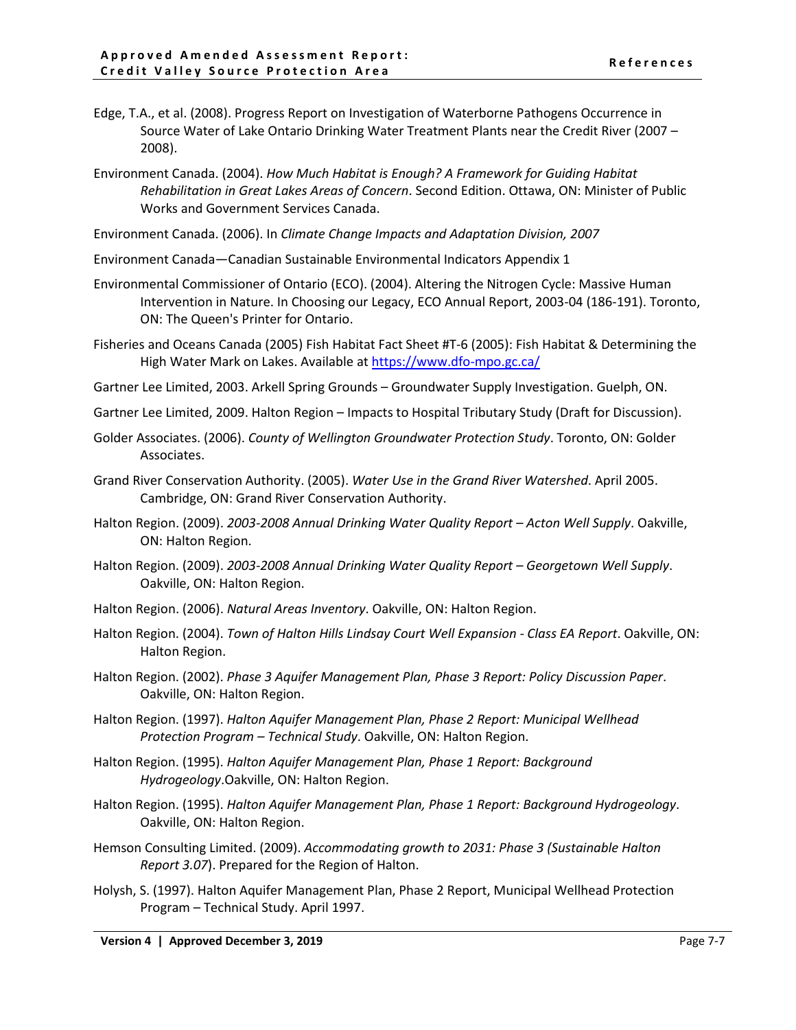Edge, T.A., et al. (2008). Progress Report on Investigation of Waterborne Pathogens Occurrence in Source Water of Lake Ontario Drinking Water Treatment Plants near the Credit River (2007 – 2008).

Environment Canada. (2004). *How Much Habitat is Enough? A Framework for Guiding Habitat Rehabilitation in Great Lakes Areas of Concern*. Second Edition. Ottawa, ON: Minister of Public Works and Government Services Canada.

Environment Canada. (2006). In *Climate Change Impacts and Adaptation Division, 2007*

Environment Canada—Canadian Sustainable Environmental Indicators Appendix 1

Environmental Commissioner of Ontario (ECO). (2004). Altering the Nitrogen Cycle: Massive Human Intervention in Nature. In Choosing our Legacy, ECO Annual Report, 2003-04 (186-191). Toronto, ON: The Queen's Printer for Ontario.

Fisheries and Oceans Canada (2005) Fish Habitat Fact Sheet #T-6 (2005): Fish Habitat & Determining the High Water Mark on Lakes. Available at https://www.dfo-mpo.gc.ca/

Gartner Lee Limited, 2003. Arkell Spring Grounds – Groundwater Supply Investigation. Guelph, ON.

Gartner Lee Limited, 2009. Halton Region – Impacts to Hospital Tributary Study (Draft for Discussion).

Golder Associates. (2006). *County of Wellington Groundwater Protection Study*. Toronto, ON: Golder Associates.

Grand River Conservation Authority. (2005). *Water Use in the Grand River Watershed*. April 2005. Cambridge, ON: Grand River Conservation Authority.

Halton Region. (2009). *2003-2008 Annual Drinking Water Quality Report – Acton Well Supply*. Oakville, ON: Halton Region.

Halton Region. (2009). *2003-2008 Annual Drinking Water Quality Report – Georgetown Well Supply*. Oakville, ON: Halton Region.

Halton Region. (2006). *Natural Areas Inventory*. Oakville, ON: Halton Region.

Halton Region. (2004). *Town of Halton Hills Lindsay Court Well Expansion - Class EA Report*. Oakville, ON: Halton Region.

Halton Region. (2002). *Phase 3 Aquifer Management Plan, Phase 3 Report: Policy Discussion Paper*. Oakville, ON: Halton Region.

Halton Region. (1997). *Halton Aquifer Management Plan, Phase 2 Report: Municipal Wellhead Protection Program – Technical Study*. Oakville, ON: Halton Region.

Halton Region. (1995). *Halton Aquifer Management Plan, Phase 1 Report: Background Hydrogeology*.Oakville, ON: Halton Region.

Halton Region. (1995). *Halton Aquifer Management Plan, Phase 1 Report: Background Hydrogeology*. Oakville, ON: Halton Region.

Hemson Consulting Limited. (2009). *Accommodating growth to 2031: Phase 3 (Sustainable Halton Report 3.07*). Prepared for the Region of Halton.

Holysh, S. (1997). Halton Aquifer Management Plan, Phase 2 Report, Municipal Wellhead Protection Program – Technical Study. April 1997.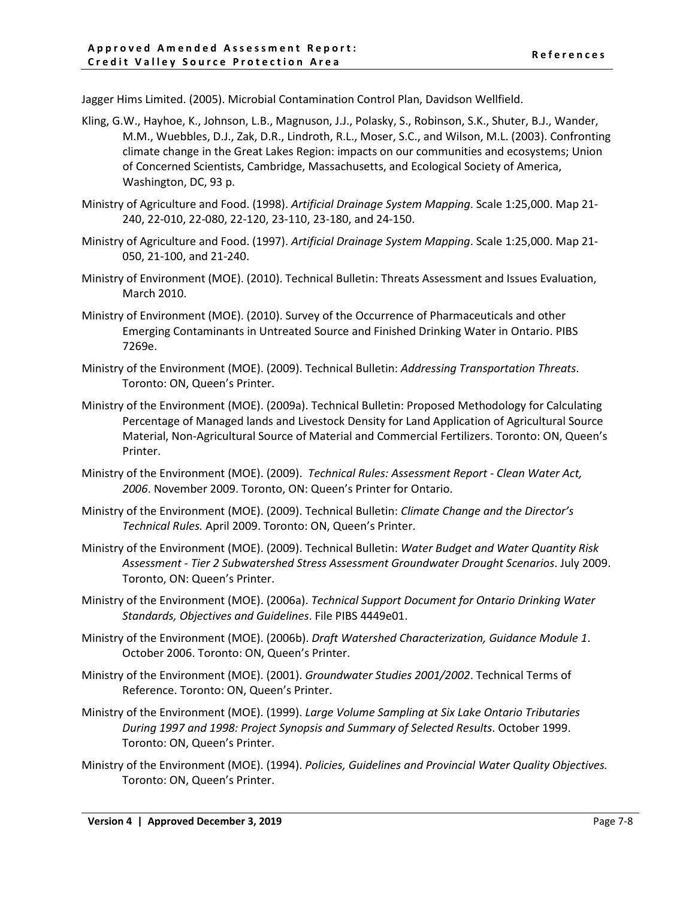Jagger Hims Limited. (2005). Microbial Contamination Control Plan, Davidson Wellfield.

Kling, G.W., Hayhoe, K., Johnson, L.B., Magnuson, J.J., Polasky, S., Robinson, S.K., Shuter, B.J., Wander, M.M., Wuebbles, D.J., Zak, D.R., Lindroth, R.L., Moser, S.C., and Wilson, M.L. (2003). Confronting climate change in the Great Lakes Region: impacts on our communities and ecosystems; Union of Concerned Scientists, Cambridge, Massachusetts, and Ecological Society of America, Washington, DC, 93 p.

Ministry of Agriculture and Food. (1998). *Artificial Drainage System Mapping*. Scale 1:25,000. Map 21-240, 22-010, 22-080, 22-120, 23-110, 23-180, and 24-150.

Ministry of Agriculture and Food. (1997). *Artificial Drainage System Mapping*. Scale 1:25,000. Map 21-050, 21-100, and 21-240.

Ministry of Environment (MOE). (2010). Technical Bulletin: Threats Assessment and Issues Evaluation, March 2010.

Ministry of Environment (MOE). (2010). Survey of the Occurrence of Pharmaceuticals and other Emerging Contaminants in Untreated Source and Finished Drinking Water in Ontario. PIBS 7269e.

Ministry of the Environment (MOE). (2009). Technical Bulletin: *Addressing Transportation Threats*. Toronto: ON, Queen's Printer.

Ministry of the Environment (MOE). (2009a). Technical Bulletin: Proposed Methodology for Calculating Percentage of Managed lands and Livestock Density for Land Application of Agricultural Source Material, Non-Agricultural Source of Material and Commercial Fertilizers. Toronto: ON, Queen's Printer.

Ministry of the Environment (MOE). (2009). *Technical Rules: Assessment Report - Clean Water Act, 2006*. November 2009. Toronto, ON: Queen's Printer for Ontario.

Ministry of the Environment (MOE). (2009). Technical Bulletin: *Climate Change and the Director's Technical Rules.* April 2009. Toronto: ON, Queen's Printer.

Ministry of the Environment (MOE). (2009). Technical Bulletin: *Water Budget and Water Quantity Risk Assessment - Tier 2 Subwatershed Stress Assessment Groundwater Drought Scenarios*. July 2009. Toronto, ON: Queen's Printer.

Ministry of the Environment (MOE). (2006a). *Technical Support Document for Ontario Drinking Water Standards, Objectives and Guidelines*. File PIBS 4449e01.

Ministry of the Environment (MOE). (2006b). *Draft Watershed Characterization, Guidance Module 1*. October 2006. Toronto: ON, Queen's Printer.

Ministry of the Environment (MOE). (2001). *Groundwater Studies 2001/2002*. Technical Terms of Reference. Toronto: ON, Queen's Printer.

Ministry of the Environment (MOE). (1999). *Large Volume Sampling at Six Lake Ontario Tributaries During 1997 and 1998: Project Synopsis and Summary of Selected Results*. October 1999. Toronto: ON, Queen's Printer.

Ministry of the Environment (MOE). (1994). *Policies, Guidelines and Provincial Water Quality Objectives.* Toronto: ON, Queen's Printer.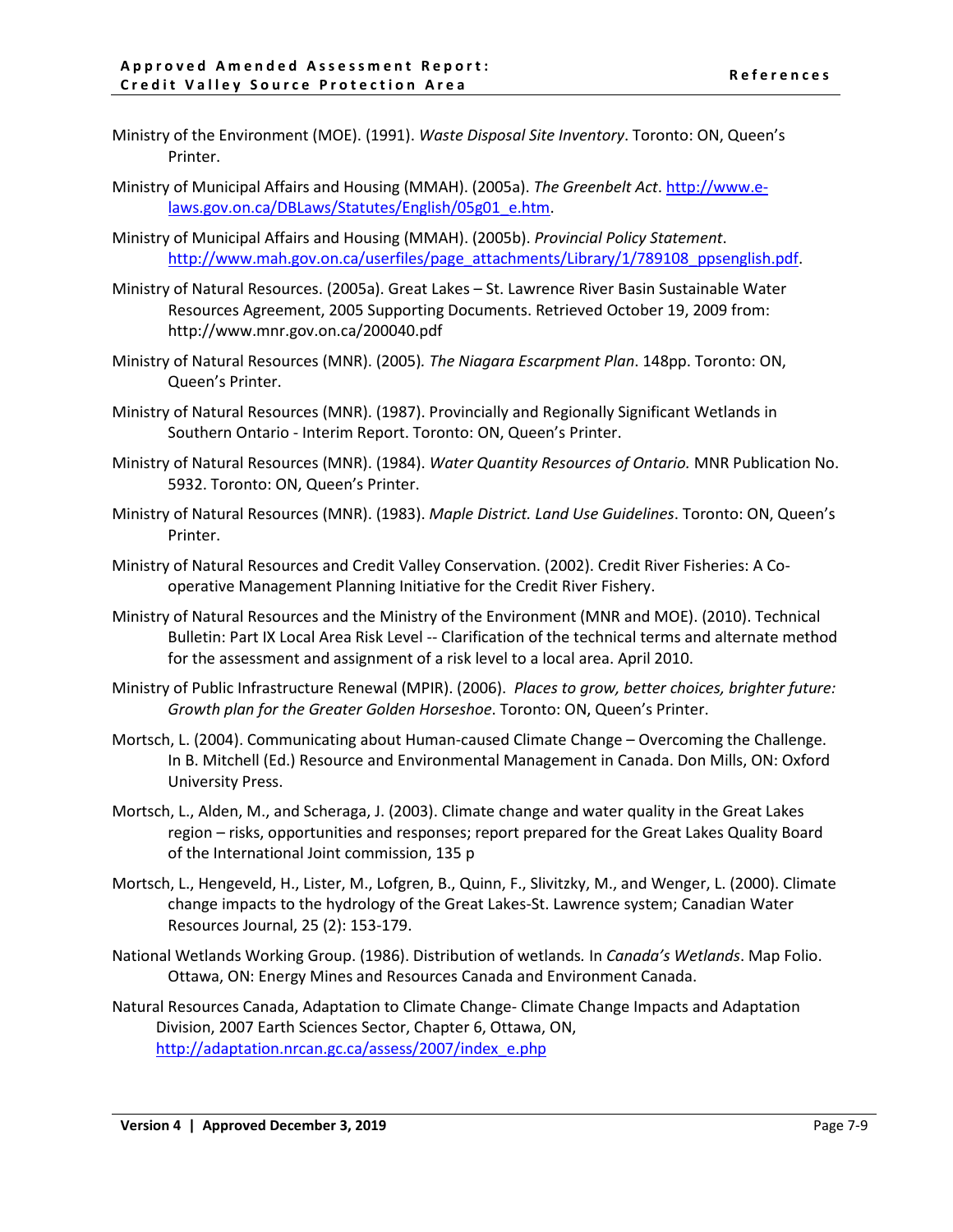Ministry of the Environment (MOE). (1991). *Waste Disposal Site Inventory*. Toronto: ON, Queen's Printer.

Ministry of Municipal Affairs and Housing (MMAH). (2005a). *The Greenbelt Act*. http://www.e-laws.gov.on.ca/DBLaws/Statutes/English/05g01_e.htm.

Ministry of Municipal Affairs and Housing (MMAH). (2005b). *Provincial Policy Statement*. http://www.mah.gov.on.ca/userfiles/page_attachments/Library/1/789108_ppsenglish.pdf.

Ministry of Natural Resources. (2005a). Great Lakes – St. Lawrence River Basin Sustainable Water Resources Agreement, 2005 Supporting Documents. Retrieved October 19, 2009 from: http://www.mnr.gov.on.ca/200040.pdf

Ministry of Natural Resources (MNR). (2005). *The Niagara Escarpment Plan*. 148pp. Toronto: ON, Queen's Printer.

Ministry of Natural Resources (MNR). (1987). Provincially and Regionally Significant Wetlands in Southern Ontario - Interim Report. Toronto: ON, Queen's Printer.

Ministry of Natural Resources (MNR). (1984). *Water Quantity Resources of Ontario.* MNR Publication No. 5932. Toronto: ON, Queen's Printer.

Ministry of Natural Resources (MNR). (1983). *Maple District. Land Use Guidelines*. Toronto: ON, Queen's Printer.

Ministry of Natural Resources and Credit Valley Conservation. (2002). Credit River Fisheries: A Co-operative Management Planning Initiative for the Credit River Fishery.

Ministry of Natural Resources and the Ministry of the Environment (MNR and MOE). (2010). Technical Bulletin: Part IX Local Area Risk Level -- Clarification of the technical terms and alternate method for the assessment and assignment of a risk level to a local area. April 2010.

Ministry of Public Infrastructure Renewal (MPIR). (2006). *Places to grow, better choices, brighter future: Growth plan for the Greater Golden Horseshoe*. Toronto: ON, Queen's Printer.

Mortsch, L. (2004). Communicating about Human-caused Climate Change – Overcoming the Challenge. In B. Mitchell (Ed.) Resource and Environmental Management in Canada. Don Mills, ON: Oxford University Press.

Mortsch, L., Alden, M., and Scheraga, J. (2003). Climate change and water quality in the Great Lakes region – risks, opportunities and responses; report prepared for the Great Lakes Quality Board of the International Joint commission, 135 p

Mortsch, L., Hengeveld, H., Lister, M., Lofgren, B., Quinn, F., Slivitzky, M., and Wenger, L. (2000). Climate change impacts to the hydrology of the Great Lakes-St. Lawrence system; Canadian Water Resources Journal, 25 (2): 153-179.

National Wetlands Working Group. (1986). Distribution of wetlands*.* In *Canada's Wetlands*. Map Folio. Ottawa, ON: Energy Mines and Resources Canada and Environment Canada.

Natural Resources Canada, Adaptation to Climate Change- Climate Change Impacts and Adaptation Division, 2007 Earth Sciences Sector, Chapter 6, Ottawa, ON, http://adaptation.nrcan.gc.ca/assess/2007/index_e.php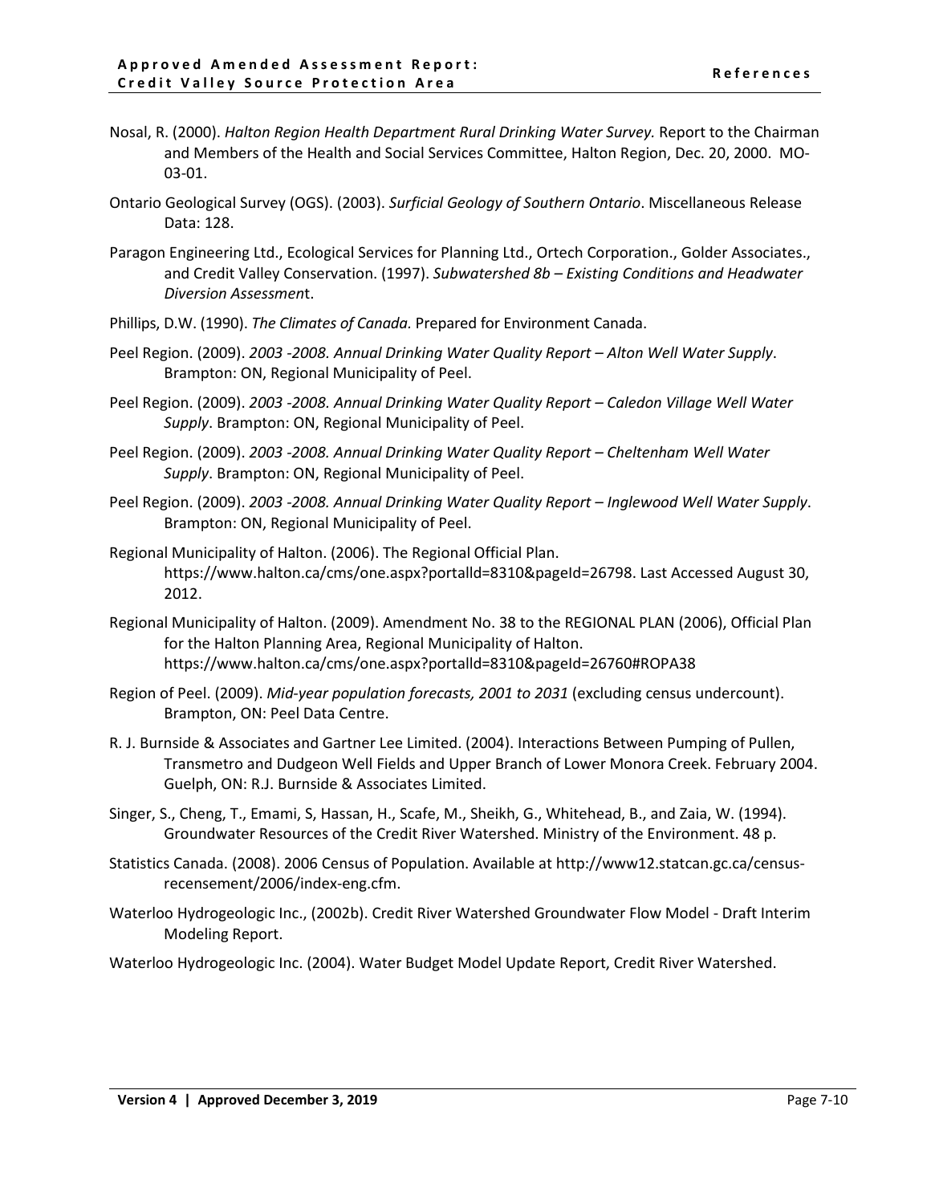Nosal, R. (2000). *Halton Region Health Department Rural Drinking Water Survey.* Report to the Chairman and Members of the Health and Social Services Committee, Halton Region, Dec. 20, 2000. MO-03-01.

Ontario Geological Survey (OGS). (2003). *Surficial Geology of Southern Ontario*. Miscellaneous Release Data: 128.

Paragon Engineering Ltd., Ecological Services for Planning Ltd., Ortech Corporation., Golder Associates., and Credit Valley Conservation. (1997). *Subwatershed 8b – Existing Conditions and Headwater Diversion Assessmen*t.

Phillips, D.W. (1990). *The Climates of Canada.* Prepared for Environment Canada.

Peel Region. (2009). *2003 -2008. Annual Drinking Water Quality Report – Alton Well Water Supply*. Brampton: ON, Regional Municipality of Peel.

Peel Region. (2009). *2003 -2008. Annual Drinking Water Quality Report – Caledon Village Well Water Supply*. Brampton: ON, Regional Municipality of Peel.

Peel Region. (2009). *2003 -2008. Annual Drinking Water Quality Report – Cheltenham Well Water Supply*. Brampton: ON, Regional Municipality of Peel.

Peel Region. (2009). *2003 -2008. Annual Drinking Water Quality Report – Inglewood Well Water Supply*. Brampton: ON, Regional Municipality of Peel.

Regional Municipality of Halton. (2006). The Regional Official Plan. https://www.halton.ca/cms/one.aspx?portalId=8310&pageId=26798. Last Accessed August 30, 2012.

Regional Municipality of Halton. (2009). Amendment No. 38 to the REGIONAL PLAN (2006), Official Plan for the Halton Planning Area, Regional Municipality of Halton. https://www.halton.ca/cms/one.aspx?portalId=8310&pageId=26760#ROPA38

Region of Peel. (2009). *Mid-year population forecasts, 2001 to 2031* (excluding census undercount). Brampton, ON: Peel Data Centre.

R. J. Burnside & Associates and Gartner Lee Limited. (2004). Interactions Between Pumping of Pullen, Transmetro and Dudgeon Well Fields and Upper Branch of Lower Monora Creek. February 2004. Guelph, ON: R.J. Burnside & Associates Limited.

Singer, S., Cheng, T., Emami, S, Hassan, H., Scafe, M., Sheikh, G., Whitehead, B., and Zaia, W. (1994). Groundwater Resources of the Credit River Watershed. Ministry of the Environment. 48 p.

Statistics Canada. (2008). 2006 Census of Population. Available at http://www12.statcan.gc.ca/census-recensement/2006/index-eng.cfm.

Waterloo Hydrogeologic Inc., (2002b). Credit River Watershed Groundwater Flow Model - Draft Interim Modeling Report.

Waterloo Hydrogeologic Inc. (2004). Water Budget Model Update Report, Credit River Watershed.